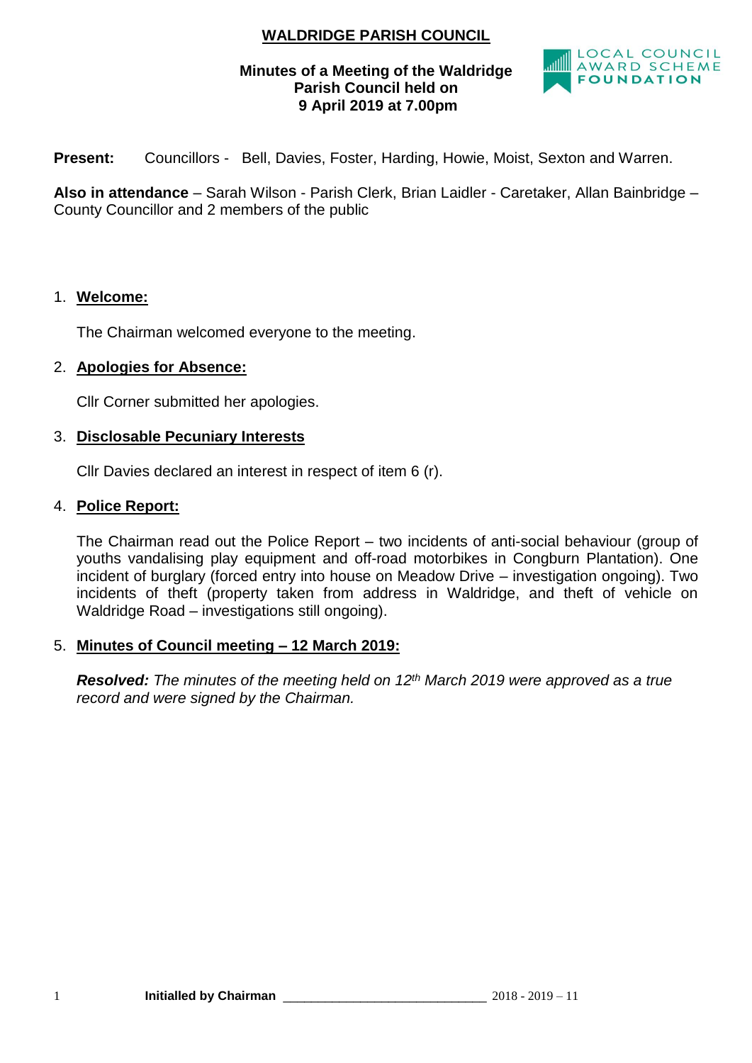# WALDRIDGE PARISH COUNCIL

**Minutes of a Meeting of the Waldridge Parish Council held on 9 April 2019 at 7.00pm**

LOCAL COUNCIL AWARD SCHEME FOUNDATION

**Present:** Councillors - Bell, Davies, Foster, Harding, Howie, Moist, Sexton and Warren.

**Also in attendance** – Sarah Wilson - Parish Clerk, Brian Laidler - Caretaker, Allan Bainbridge – County Councillor and 2 members of the public

1. **Welcome:**

   The Chairman welcomed everyone to the meeting.

2. **Apologies for Absence:**

   Cllr Corner submitted her apologies.

3. **Disclosable Pecuniary Interests**

   Cllr Davies declared an interest in respect of item 6 (r).

4. **Police Report:**

   The Chairman read out the Police Report – two incidents of anti-social behaviour (group of youths vandalising play equipment and off-road motorbikes in Congburn Plantation). One incident of burglary (forced entry into house on Meadow Drive – investigation ongoing). Two incidents of theft (property taken from address in Waldridge, and theft of vehicle on Waldridge Road – investigations still ongoing).

5. **Minutes of Council meeting – 12 March 2019:**

   ***Resolved:*** *The minutes of the meeting held on 12th March 2019 were approved as a true record and were signed by the Chairman.*

**Initialled by Chairman** ______________________________ 2018 - 2019 – 11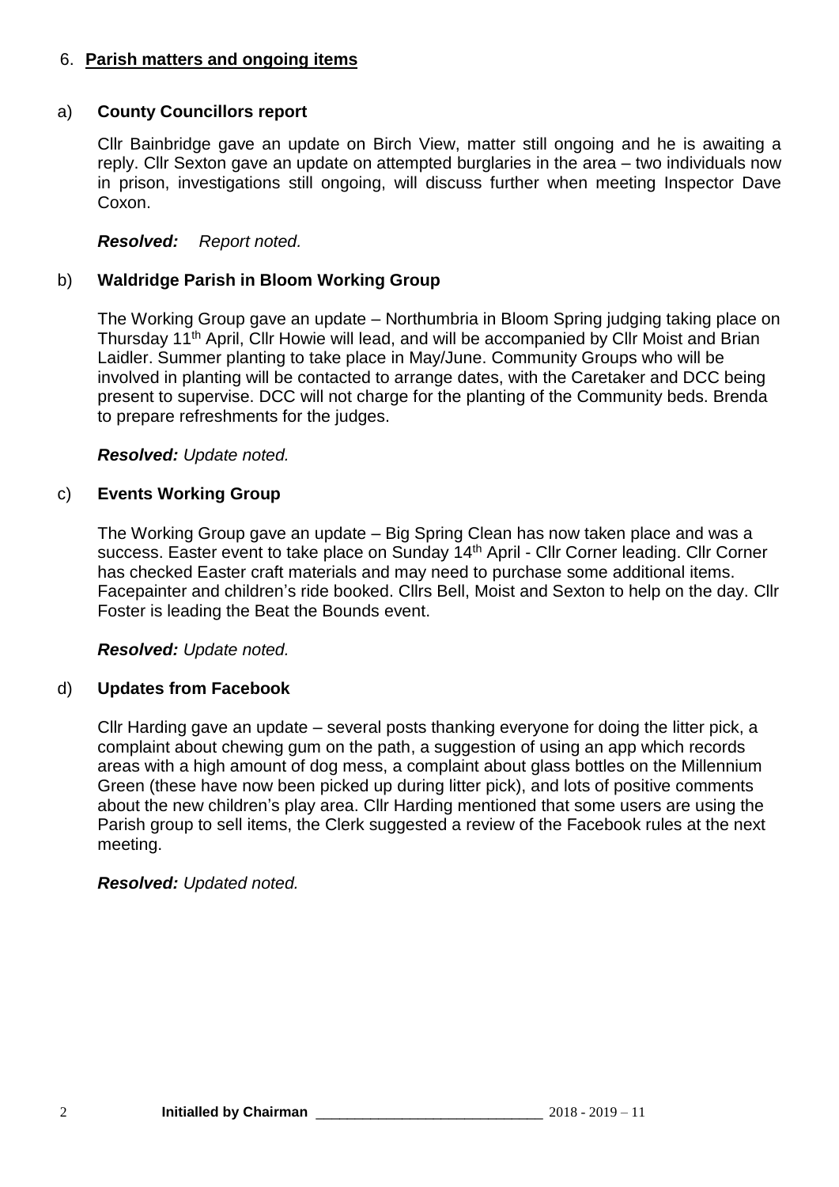## 6. **Parish matters and ongoing items**

### a) **County Councillors report**

Cllr Bainbridge gave an update on Birch View, matter still ongoing and he is awaiting a reply. Cllr Sexton gave an update on attempted burglaries in the area – two individuals now in prison, investigations still ongoing, will discuss further when meeting Inspector Dave Coxon.

***Resolved:*** *Report noted.*

### b) **Waldridge Parish in Bloom Working Group**

The Working Group gave an update – Northumbria in Bloom Spring judging taking place on Thursday 11th April, Cllr Howie will lead, and will be accompanied by Cllr Moist and Brian Laidler. Summer planting to take place in May/June. Community Groups who will be involved in planting will be contacted to arrange dates, with the Caretaker and DCC being present to supervise. DCC will not charge for the planting of the Community beds. Brenda to prepare refreshments for the judges.

***Resolved:*** *Update noted.*

### c) **Events Working Group**

The Working Group gave an update – Big Spring Clean has now taken place and was a success. Easter event to take place on Sunday 14th April - Cllr Corner leading. Cllr Corner has checked Easter craft materials and may need to purchase some additional items. Facepainter and children's ride booked. Cllrs Bell, Moist and Sexton to help on the day. Cllr Foster is leading the Beat the Bounds event.

***Resolved:*** *Update noted.*

### d) **Updates from Facebook**

Cllr Harding gave an update – several posts thanking everyone for doing the litter pick, a complaint about chewing gum on the path, a suggestion of using an app which records areas with a high amount of dog mess, a complaint about glass bottles on the Millennium Green (these have now been picked up during litter pick), and lots of positive comments about the new children's play area. Cllr Harding mentioned that some users are using the Parish group to sell items, the Clerk suggested a review of the Facebook rules at the next meeting.

***Resolved:*** *Updated noted.*

**Initialled by Chairman** ______________________________ 2018 - 2019 – 11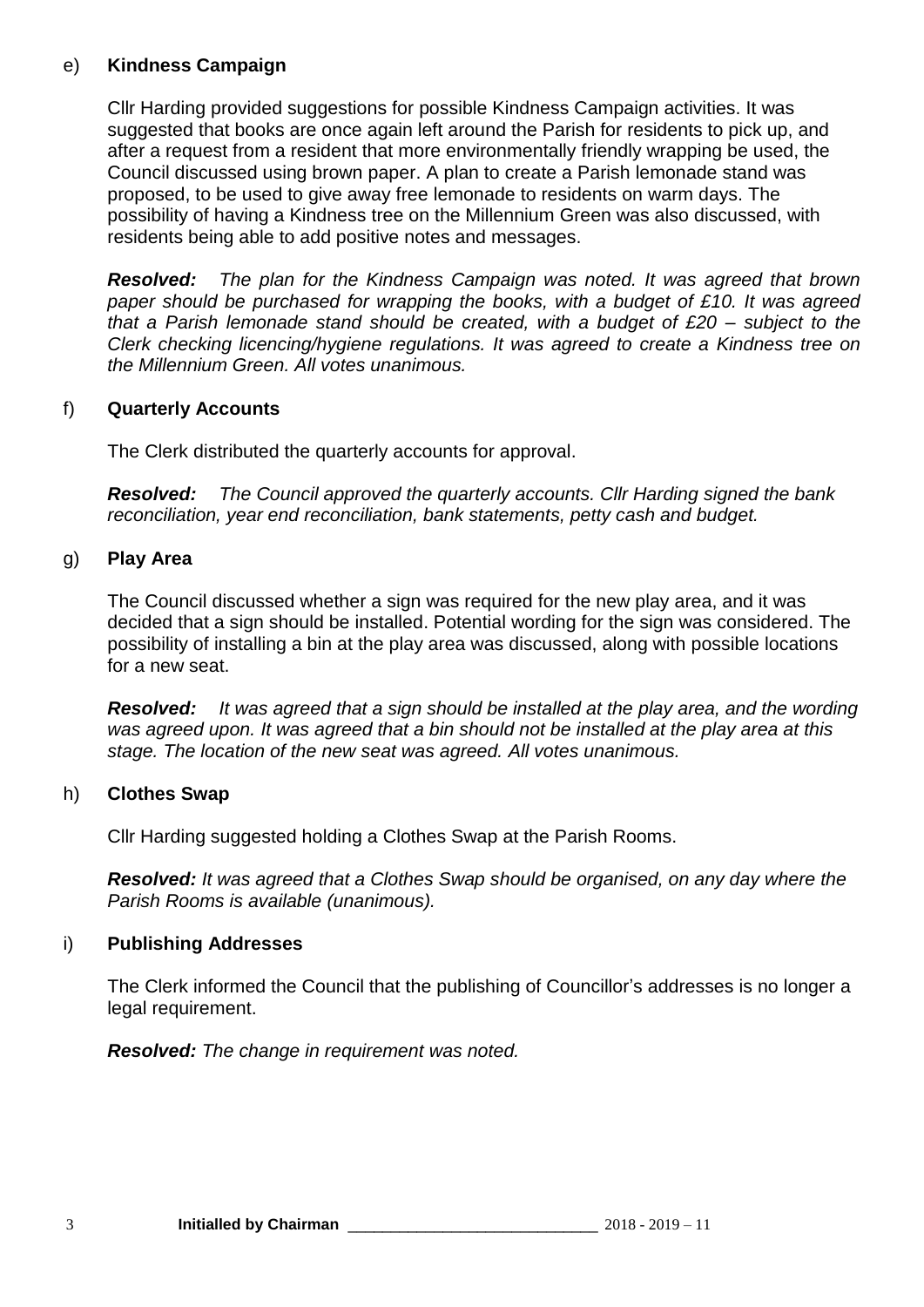e) **Kindness Campaign**

Cllr Harding provided suggestions for possible Kindness Campaign activities. It was suggested that books are once again left around the Parish for residents to pick up, and after a request from a resident that more environmentally friendly wrapping be used, the Council discussed using brown paper. A plan to create a Parish lemonade stand was proposed, to be used to give away free lemonade to residents on warm days. The possibility of having a Kindness tree on the Millennium Green was also discussed, with residents being able to add positive notes and messages.

***Resolved:*** *The plan for the Kindness Campaign was noted. It was agreed that brown paper should be purchased for wrapping the books, with a budget of £10. It was agreed that a Parish lemonade stand should be created, with a budget of £20 – subject to the Clerk checking licencing/hygiene regulations. It was agreed to create a Kindness tree on the Millennium Green. All votes unanimous.*

f) **Quarterly Accounts**

The Clerk distributed the quarterly accounts for approval.

***Resolved:*** *The Council approved the quarterly accounts. Cllr Harding signed the bank reconciliation, year end reconciliation, bank statements, petty cash and budget.*

g) **Play Area**

The Council discussed whether a sign was required for the new play area, and it was decided that a sign should be installed. Potential wording for the sign was considered. The possibility of installing a bin at the play area was discussed, along with possible locations for a new seat.

***Resolved:*** *It was agreed that a sign should be installed at the play area, and the wording was agreed upon. It was agreed that a bin should not be installed at the play area at this stage. The location of the new seat was agreed. All votes unanimous.*

h) **Clothes Swap**

Cllr Harding suggested holding a Clothes Swap at the Parish Rooms.

***Resolved:*** *It was agreed that a Clothes Swap should be organised, on any day where the Parish Rooms is available (unanimous).*

i) **Publishing Addresses**

The Clerk informed the Council that the publishing of Councillor's addresses is no longer a legal requirement.

***Resolved:*** *The change in requirement was noted.*

**Initialled by Chairman** ____________________________ 2018 - 2019 – 11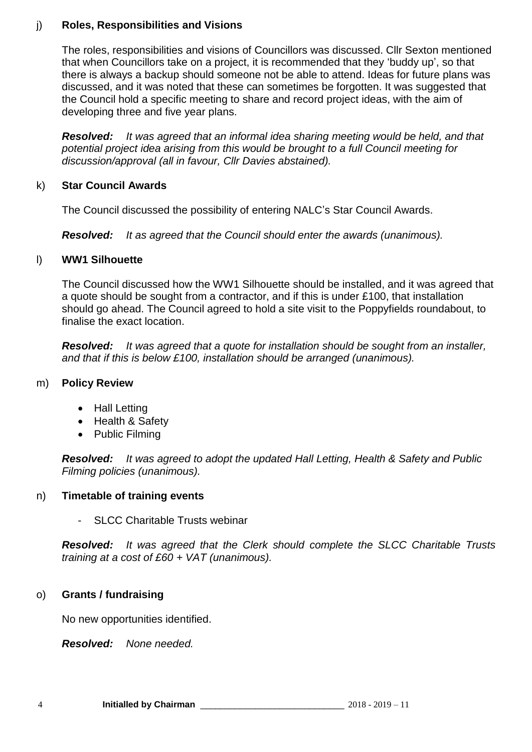j) **Roles, Responsibilities and Visions**

The roles, responsibilities and visions of Councillors was discussed. Cllr Sexton mentioned that when Councillors take on a project, it is recommended that they 'buddy up', so that there is always a backup should someone not be able to attend. Ideas for future plans was discussed, and it was noted that these can sometimes be forgotten. It was suggested that the Council hold a specific meeting to share and record project ideas, with the aim of developing three and five year plans.

***Resolved:*** *It was agreed that an informal idea sharing meeting would be held, and that potential project idea arising from this would be brought to a full Council meeting for discussion/approval (all in favour, Cllr Davies abstained).*

k) **Star Council Awards**

The Council discussed the possibility of entering NALC's Star Council Awards.

***Resolved:*** *It as agreed that the Council should enter the awards (unanimous).*

l) **WW1 Silhouette**

The Council discussed how the WW1 Silhouette should be installed, and it was agreed that a quote should be sought from a contractor, and if this is under £100, that installation should go ahead. The Council agreed to hold a site visit to the Poppyfields roundabout, to finalise the exact location.

***Resolved:*** *It was agreed that a quote for installation should be sought from an installer, and that if this is below £100, installation should be arranged (unanimous).*

m) **Policy Review**

- Hall Letting
- Health & Safety
- Public Filming

***Resolved:*** *It was agreed to adopt the updated Hall Letting, Health & Safety and Public Filming policies (unanimous).*

n) **Timetable of training events**

- SLCC Charitable Trusts webinar

***Resolved:*** *It was agreed that the Clerk should complete the SLCC Charitable Trusts training at a cost of £60 + VAT (unanimous).*

o) **Grants / fundraising**

No new opportunities identified.

***Resolved:*** *None needed.*

**Initialled by Chairman** ____________________________ 2018 - 2019 – 11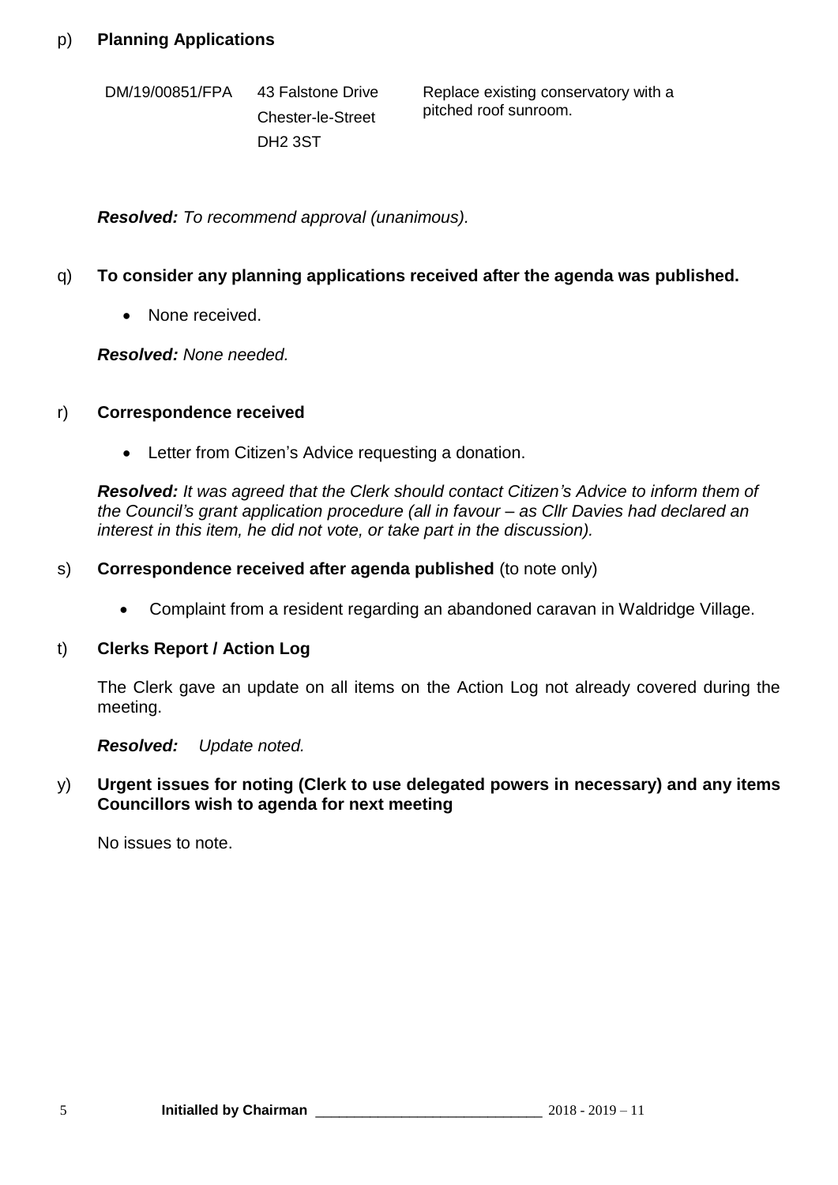p) **Planning Applications**

| | | |
|---|---|---|
| DM/19/00851/FPA | 43 Falstone Drive<br>Chester-le-Street<br>DH2 3ST | Replace existing conservatory with a pitched roof sunroom. |

***Resolved:*** *To recommend approval (unanimous).*

q) **To consider any planning applications received after the agenda was published.**

- None received.

***Resolved:*** *None needed.*

r) **Correspondence received**

- Letter from Citizen's Advice requesting a donation.

***Resolved:*** *It was agreed that the Clerk should contact Citizen's Advice to inform them of the Council's grant application procedure (all in favour – as Cllr Davies had declared an interest in this item, he did not vote, or take part in the discussion).*

s) **Correspondence received after agenda published** (to note only)

- Complaint from a resident regarding an abandoned caravan in Waldridge Village.

t) **Clerks Report / Action Log**

The Clerk gave an update on all items on the Action Log not already covered during the meeting.

***Resolved:*** *Update noted.*

y) **Urgent issues for noting (Clerk to use delegated powers in necessary) and any items Councillors wish to agenda for next meeting**

No issues to note.

**Initialled by Chairman** ______________________________ 2018 - 2019 – 11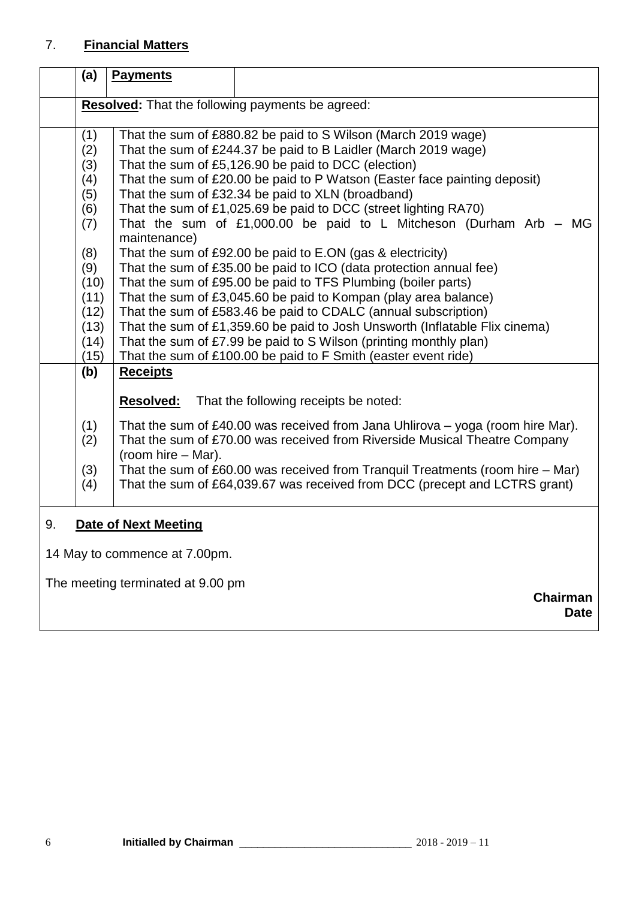## 7. **Financial Matters**

**(a) Payments**

**Resolved:** That the following payments be agreed:

(1) That the sum of £880.82 be paid to S Wilson (March 2019 wage)
(2) That the sum of £244.37 be paid to B Laidler (March 2019 wage)
(3) That the sum of £5,126.90 be paid to DCC (election)
(4) That the sum of £20.00 be paid to P Watson (Easter face painting deposit)
(5) That the sum of £32.34 be paid to XLN (broadband)
(6) That the sum of £1,025.69 be paid to DCC (street lighting RA70)
(7) That the sum of £1,000.00 be paid to L Mitcheson (Durham Arb – MG maintenance)
(8) That the sum of £92.00 be paid to E.ON (gas & electricity)
(9) That the sum of £35.00 be paid to ICO (data protection annual fee)
(10) That the sum of £95.00 be paid to TFS Plumbing (boiler parts)
(11) That the sum of £3,045.60 be paid to Kompan (play area balance)
(12) That the sum of £583.46 be paid to CDALC (annual subscription)
(13) That the sum of £1,359.60 be paid to Josh Unsworth (Inflatable Flix cinema)
(14) That the sum of £7.99 be paid to S Wilson (printing monthly plan)
(15) That the sum of £100.00 be paid to F Smith (easter event ride)

**(b) Receipts**

**Resolved:** That the following receipts be noted:

(1) That the sum of £40.00 was received from Jana Uhlirova – yoga (room hire Mar).
(2) That the sum of £70.00 was received from Riverside Musical Theatre Company (room hire – Mar).
(3) That the sum of £60.00 was received from Tranquil Treatments (room hire – Mar)
(4) That the sum of £64,039.67 was received from DCC (precept and LCTRS grant)

## 9. **Date of Next Meeting**

14 May to commence at 7.00pm.

The meeting terminated at 9.00 pm

**Chairman**
**Date**

**Initialled by Chairman** ____________________________ 2018 - 2019 – 11